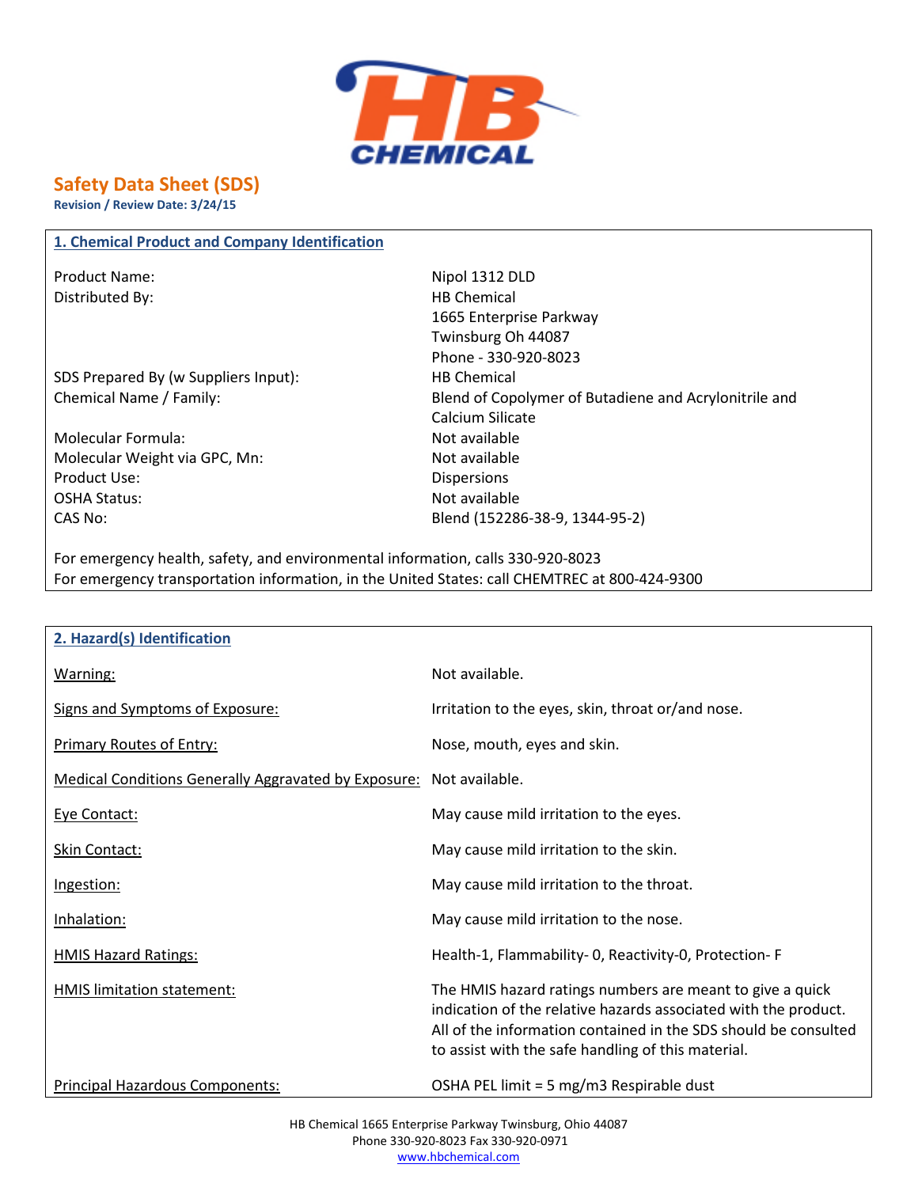# Safety Data Sheet (SDS)

**Revision / Review Date: 3/24/15**

## 1. Chemical Product and Company Identification

| | |
|---|---|
| Product Name: | Nipol 1312 DLD |
| Distributed By: | HB Chemical<br>1665 Enterprise Parkway<br>Twinsburg Oh 44087<br>Phone - 330-920-8023 |
| SDS Prepared By (w Suppliers Input): | HB Chemical |
| Chemical Name / Family: | Blend of Copolymer of Butadiene and Acrylonitrile and Calcium Silicate |
| Molecular Formula: | Not available |
| Molecular Weight via GPC, Mn: | Not available |
| Product Use: | Dispersions |
| OSHA Status: | Not available |
| CAS No: | Blend (152286-38-9, 1344-95-2) |

For emergency health, safety, and environmental information, calls 330-920-8023
For emergency transportation information, in the United States: call CHEMTREC at 800-424-9300

## 2. Hazard(s) Identification

| | |
|---|---|
| Warning: | Not available. |
| Signs and Symptoms of Exposure: | Irritation to the eyes, skin, throat or/and nose. |
| Primary Routes of Entry: | Nose, mouth, eyes and skin. |
| Medical Conditions Generally Aggravated by Exposure: | Not available. |
| Eye Contact: | May cause mild irritation to the eyes. |
| Skin Contact: | May cause mild irritation to the skin. |
| Ingestion: | May cause mild irritation to the throat. |
| Inhalation: | May cause mild irritation to the nose. |
| HMIS Hazard Ratings: | Health-1, Flammability- 0, Reactivity-0, Protection- F |
| HMIS limitation statement: | The HMIS hazard ratings numbers are meant to give a quick indication of the relative hazards associated with the product. All of the information contained in the SDS should be consulted to assist with the safe handling of this material. |
| Principal Hazardous Components: | OSHA PEL limit = 5 mg/m3 Respirable dust |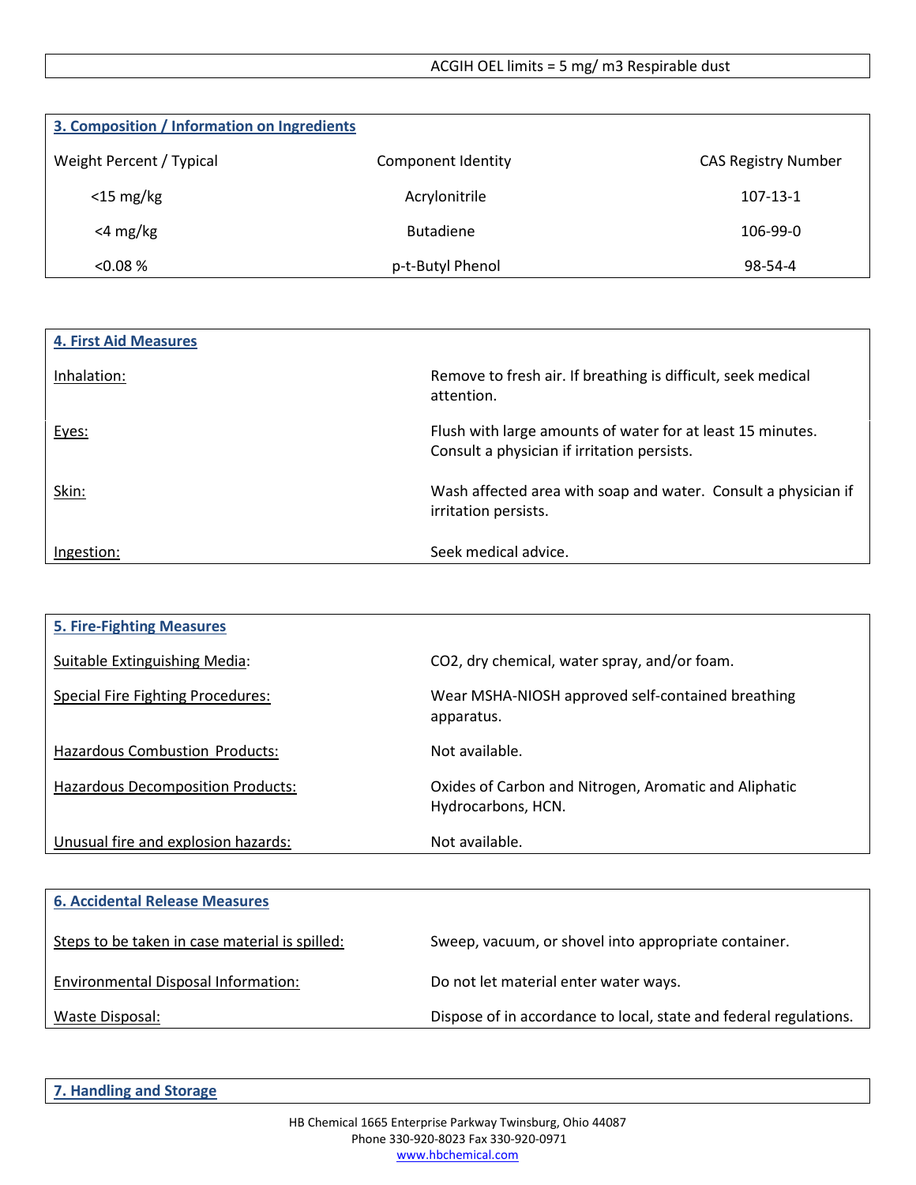ACGIH OEL limits = 5 mg/ m3 Respirable dust

## 3. Composition / Information on Ingredients

| Weight Percent / Typical | Component Identity | CAS Registry Number |
|---|---|---|
| <15 mg/kg | Acrylonitrile | 107-13-1 |
| <4 mg/kg | Butadiene | 106-99-0 |
| <0.08 % | p-t-Butyl Phenol | 98-54-4 |

## 4. First Aid Measures

| | |
|---|---|
| Inhalation: | Remove to fresh air. If breathing is difficult, seek medical attention. |
| Eyes: | Flush with large amounts of water for at least 15 minutes. Consult a physician if irritation persists. |
| Skin: | Wash affected area with soap and water. Consult a physician if irritation persists. |
| Ingestion: | Seek medical advice. |

## 5. Fire-Fighting Measures

| | |
|---|---|
| Suitable Extinguishing Media: | $CO_2$, dry chemical, water spray, and/or foam. |
| Special Fire Fighting Procedures: | Wear MSHA-NIOSH approved self-contained breathing apparatus. |
| Hazardous Combustion Products: | Not available. |
| Hazardous Decomposition Products: | Oxides of Carbon and Nitrogen, Aromatic and Aliphatic Hydrocarbons, HCN. |
| Unusual fire and explosion hazards: | Not available. |

## 6. Accidental Release Measures

| | |
|---|---|
| Steps to be taken in case material is spilled: | Sweep, vacuum, or shovel into appropriate container. |
| Environmental Disposal Information: | Do not let material enter water ways. |
| Waste Disposal: | Dispose of in accordance to local, state and federal regulations. |

## 7. Handling and Storage

HB Chemical 1665 Enterprise Parkway Twinsburg, Ohio 44087
Phone 330-920-8023 Fax 330-920-0971
www.hbchemical.com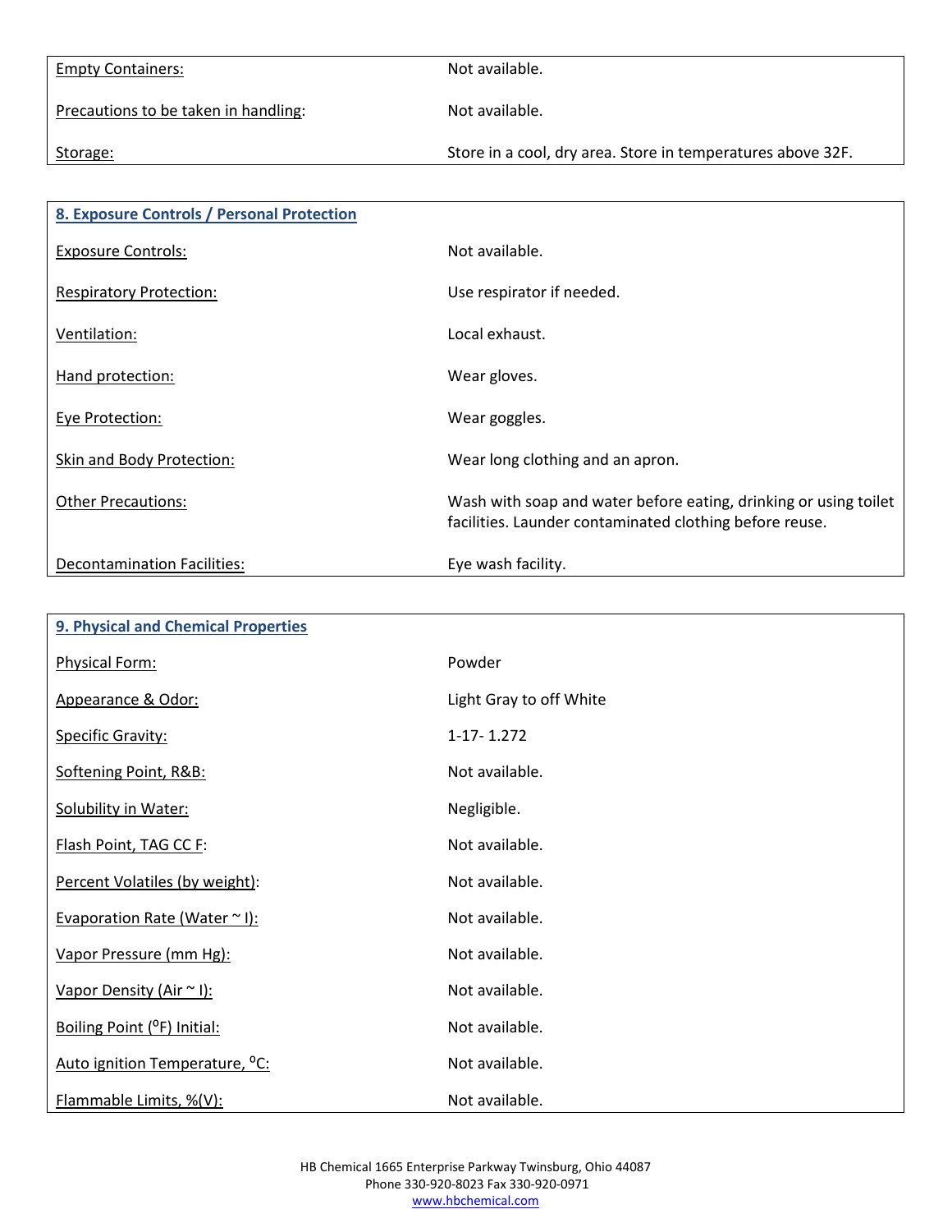| | |
|---|---|
| Empty Containers: | Not available. |
| Precautions to be taken in handling: | Not available. |
| Storage: | Store in a cool, dry area. Store in temperatures above 32F. |

## 8. Exposure Controls / Personal Protection

| | |
|---|---|
| Exposure Controls: | Not available. |
| Respiratory Protection: | Use respirator if needed. |
| Ventilation: | Local exhaust. |
| Hand protection: | Wear gloves. |
| Eye Protection: | Wear goggles. |
| Skin and Body Protection: | Wear long clothing and an apron. |
| Other Precautions: | Wash with soap and water before eating, drinking or using toilet facilities. Launder contaminated clothing before reuse. |
| Decontamination Facilities: | Eye wash facility. |

## 9. Physical and Chemical Properties

| | |
|---|---|
| Physical Form: | Powder |
| Appearance & Odor: | Light Gray to off White |
| Specific Gravity: | 1-17- 1.272 |
| Softening Point, R&B: | Not available. |
| Solubility in Water: | Negligible. |
| Flash Point, TAG CC F: | Not available. |
| Percent Volatiles (by weight): | Not available. |
| Evaporation Rate (Water ~ I): | Not available. |
| Vapor Pressure (mm Hg): | Not available. |
| Vapor Density (Air ~ I): | Not available. |
| Boiling Point (°F) Initial: | Not available. |
| Auto ignition Temperature, °C: | Not available. |
| Flammable Limits, %(V): | Not available. |

HB Chemical 1665 Enterprise Parkway Twinsburg, Ohio 44087
Phone 330-920-8023 Fax 330-920-0971
www.hbchemical.com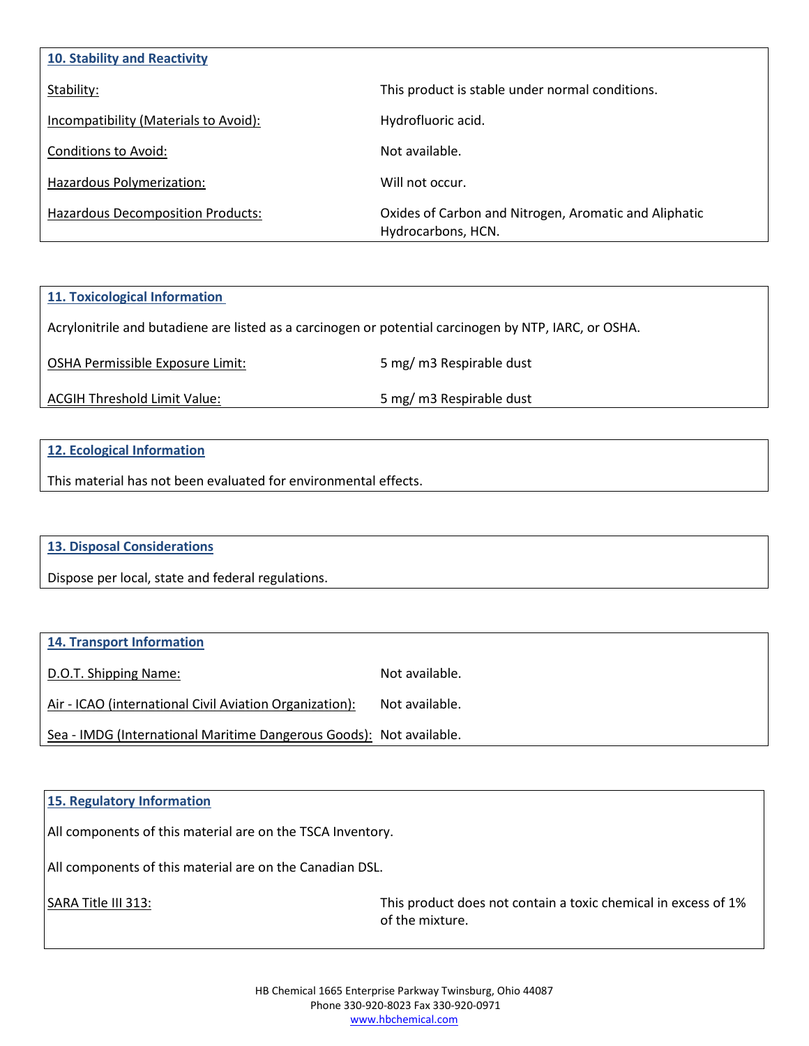## 10. Stability and Reactivity

| | |
|---|---|
| Stability: | This product is stable under normal conditions. |
| Incompatibility (Materials to Avoid): | Hydrofluoric acid. |
| Conditions to Avoid: | Not available. |
| Hazardous Polymerization: | Will not occur. |
| Hazardous Decomposition Products: | Oxides of Carbon and Nitrogen, Aromatic and Aliphatic Hydrocarbons, HCN. |

## 11. Toxicological Information

Acrylonitrile and butadiene are listed as a carcinogen or potential carcinogen by NTP, IARC, or OSHA.

| | |
|---|---|
| OSHA Permissible Exposure Limit: | 5 mg/ m3 Respirable dust |
| ACGIH Threshold Limit Value: | 5 mg/ m3 Respirable dust |

## 12. Ecological Information

This material has not been evaluated for environmental effects.

## 13. Disposal Considerations

Dispose per local, state and federal regulations.

## 14. Transport Information

| | |
|---|---|
| D.O.T. Shipping Name: | Not available. |
| Air - ICAO (international Civil Aviation Organization): | Not available. |
| Sea - IMDG (International Maritime Dangerous Goods): | Not available. |

## 15. Regulatory Information

All components of this material are on the TSCA Inventory.

All components of this material are on the Canadian DSL.

| | |
|---|---|
| SARA Title III 313: | This product does not contain a toxic chemical in excess of 1% of the mixture. |

HB Chemical 1665 Enterprise Parkway Twinsburg, Ohio 44087
Phone 330-920-8023 Fax 330-920-0971
www.hbchemical.com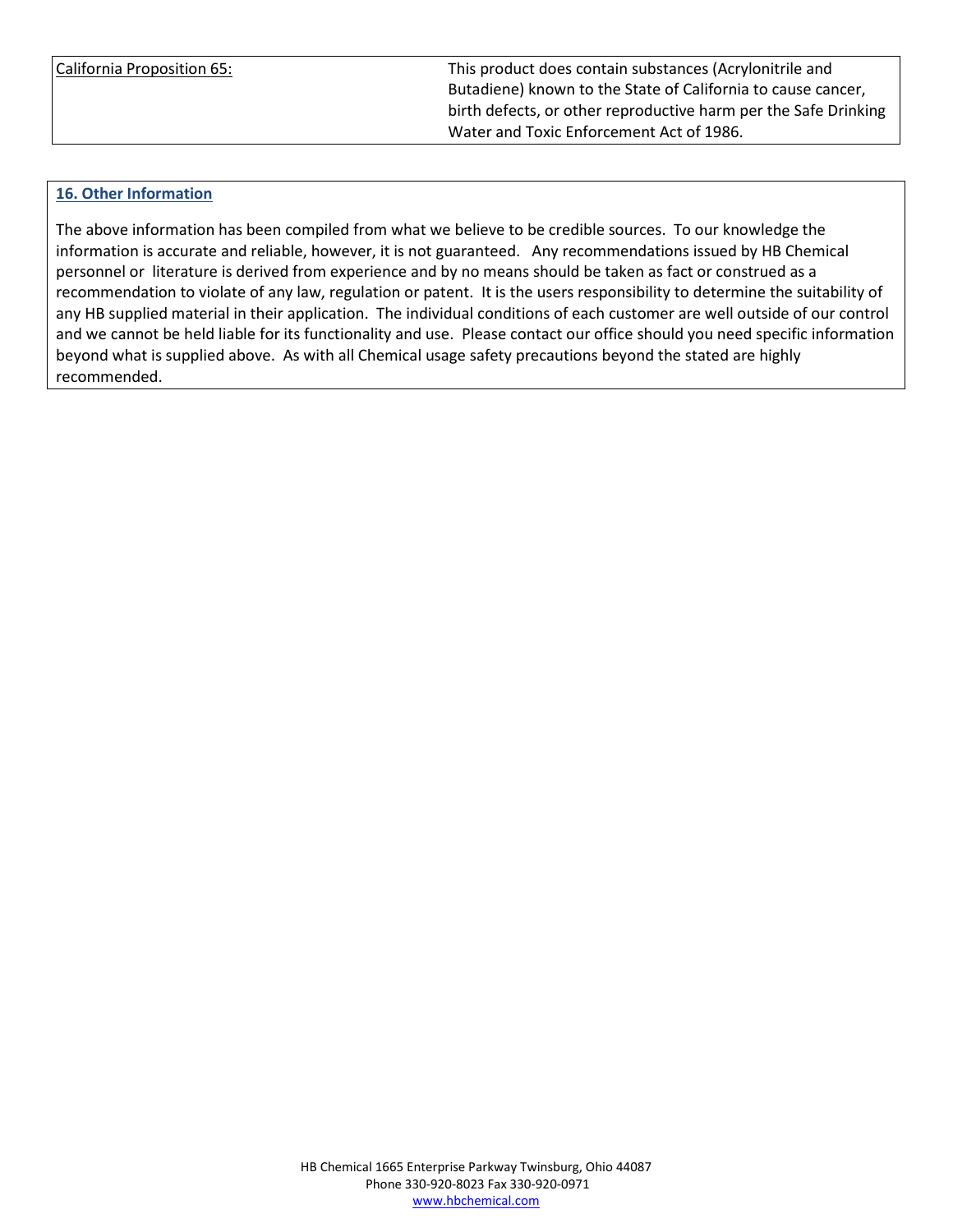| | |
|---|---|
| California Proposition 65: | This product does contain substances (Acrylonitrile and Butadiene) known to the State of California to cause cancer, birth defects, or other reproductive harm per the Safe Drinking Water and Toxic Enforcement Act of 1986. |

## 16. Other Information

The above information has been compiled from what we believe to be credible sources. To our knowledge the information is accurate and reliable, however, it is not guaranteed. Any recommendations issued by HB Chemical personnel or literature is derived from experience and by no means should be taken as fact or construed as a recommendation to violate of any law, regulation or patent. It is the users responsibility to determine the suitability of any HB supplied material in their application. The individual conditions of each customer are well outside of our control and we cannot be held liable for its functionality and use. Please contact our office should you need specific information beyond what is supplied above. As with all Chemical usage safety precautions beyond the stated are highly recommended.